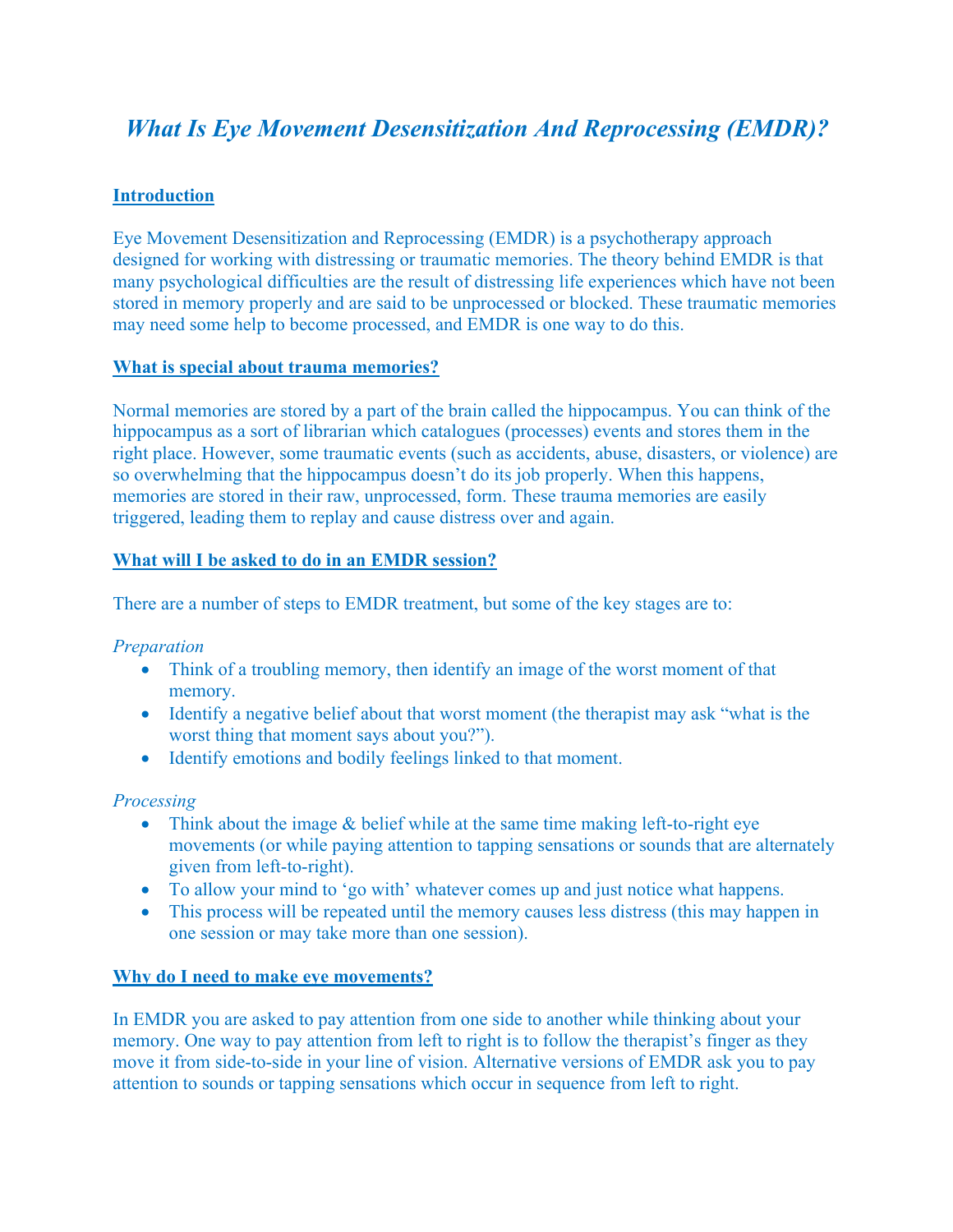# *What Is Eye Movement Desensitization And Reprocessing (EMDR)?*

## Introduction

Eye Movement Desensitization and Reprocessing (EMDR) is a psychotherapy approach designed for working with distressing or traumatic memories. The theory behind EMDR is that many psychological difficulties are the result of distressing life experiences which have not been stored in memory properly and are said to be unprocessed or blocked. These traumatic memories may need some help to become processed, and EMDR is one way to do this.

## What is special about trauma memories?

Normal memories are stored by a part of the brain called the hippocampus. You can think of the hippocampus as a sort of librarian which catalogues (processes) events and stores them in the right place. However, some traumatic events (such as accidents, abuse, disasters, or violence) are so overwhelming that the hippocampus doesn't do its job properly. When this happens, memories are stored in their raw, unprocessed, form. These trauma memories are easily triggered, leading them to replay and cause distress over and again.

## What will I be asked to do in an EMDR session?

There are a number of steps to EMDR treatment, but some of the key stages are to:

*Preparation*

- Think of a troubling memory, then identify an image of the worst moment of that memory.
- Identify a negative belief about that worst moment (the therapist may ask "what is the worst thing that moment says about you?").
- Identify emotions and bodily feelings linked to that moment.

*Processing*

- Think about the image & belief while at the same time making left-to-right eye movements (or while paying attention to tapping sensations or sounds that are alternately given from left-to-right).
- To allow your mind to 'go with' whatever comes up and just notice what happens.
- This process will be repeated until the memory causes less distress (this may happen in one session or may take more than one session).

## Why do I need to make eye movements?

In EMDR you are asked to pay attention from one side to another while thinking about your memory. One way to pay attention from left to right is to follow the therapist's finger as they move it from side-to-side in your line of vision. Alternative versions of EMDR ask you to pay attention to sounds or tapping sensations which occur in sequence from left to right.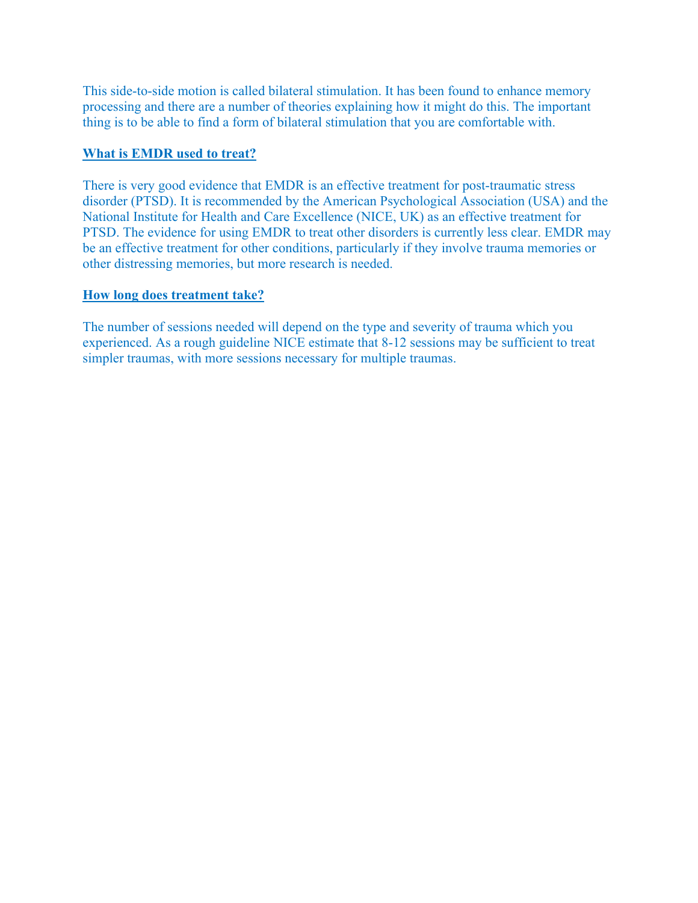This side-to-side motion is called bilateral stimulation. It has been found to enhance memory processing and there are a number of theories explaining how it might do this. The important thing is to be able to find a form of bilateral stimulation that you are comfortable with.

## What is EMDR used to treat?

There is very good evidence that EMDR is an effective treatment for post-traumatic stress disorder (PTSD). It is recommended by the American Psychological Association (USA) and the National Institute for Health and Care Excellence (NICE, UK) as an effective treatment for PTSD. The evidence for using EMDR to treat other disorders is currently less clear. EMDR may be an effective treatment for other conditions, particularly if they involve trauma memories or other distressing memories, but more research is needed.

## How long does treatment take?

The number of sessions needed will depend on the type and severity of trauma which you experienced. As a rough guideline NICE estimate that 8-12 sessions may be sufficient to treat simpler traumas, with more sessions necessary for multiple traumas.